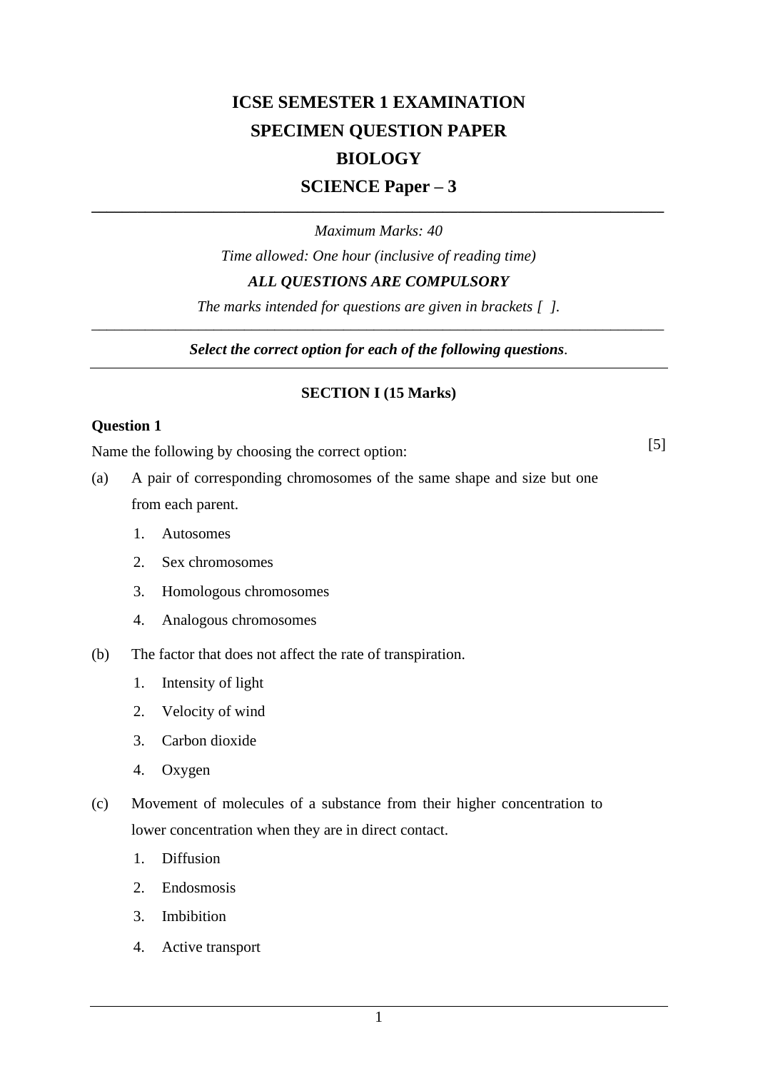# ICSE SEMESTER 1 EXAMINATION

# SPECIMEN QUESTION PAPER

# BIOLOGY

# SCIENCE Paper – 3

*Maximum Marks: 40*

*Time allowed: One hour (inclusive of reading time)*

***ALL QUESTIONS ARE COMPULSORY***

*The marks intended for questions are given in brackets [ ].*

***Select the correct option for each of the following questions**.*

**SECTION I (15 Marks)**

**Question 1**

Name the following by choosing the correct option: [5]

(a) A pair of corresponding chromosomes of the same shape and size but one from each parent.

1. Autosomes
2. Sex chromosomes
3. Homologous chromosomes
4. Analogous chromosomes

(b) The factor that does not affect the rate of transpiration.

1. Intensity of light
2. Velocity of wind
3. Carbon dioxide
4. Oxygen

(c) Movement of molecules of a substance from their higher concentration to lower concentration when they are in direct contact.

1. Diffusion
2. Endosmosis
3. Imbibition
4. Active transport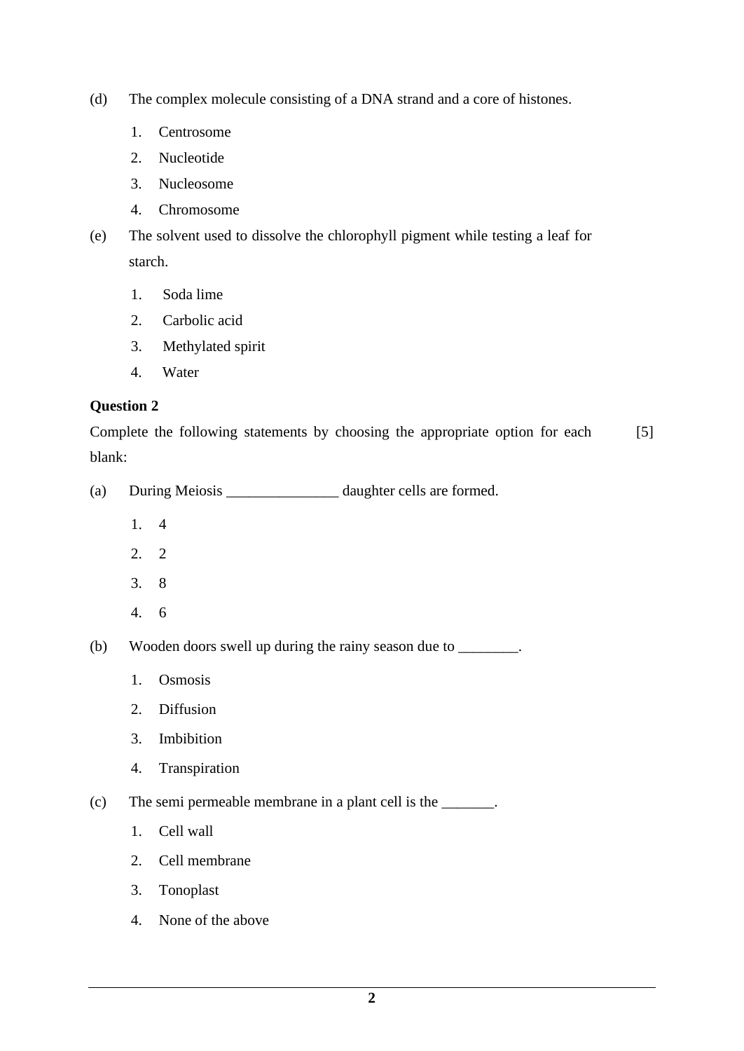(d) The complex molecule consisting of a DNA strand and a core of histones.

1. Centrosome
2. Nucleotide
3. Nucleosome
4. Chromosome

(e) The solvent used to dissolve the chlorophyll pigment while testing a leaf for starch.

1. Soda lime
2. Carbolic acid
3. Methylated spirit
4. Water

**Question 2**

Complete the following statements by choosing the appropriate option for each blank: [5]

(a) During Meiosis _______________ daughter cells are formed.

1. 4
2. 2
3. 8
4. 6

(b) Wooden doors swell up during the rainy season due to ________.

1. Osmosis
2. Diffusion
3. Imbibition
4. Transpiration

(c) The semi permeable membrane in a plant cell is the _______.

1. Cell wall
2. Cell membrane
3. Tonoplast
4. None of the above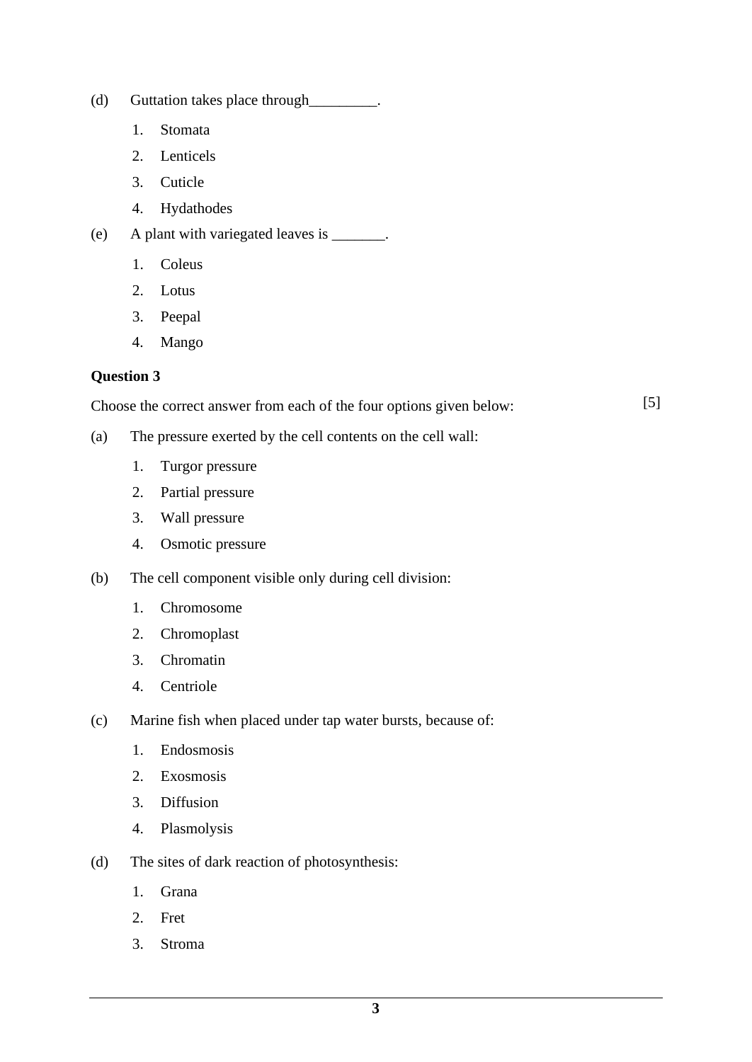(d) Guttation takes place through_________.

1. Stomata
2. Lenticels
3. Cuticle
4. Hydathodes

(e) A plant with variegated leaves is _______.

1. Coleus
2. Lotus
3. Peepal
4. Mango

**Question 3**

Choose the correct answer from each of the four options given below: [5]

(a) The pressure exerted by the cell contents on the cell wall:

1. Turgor pressure
2. Partial pressure
3. Wall pressure
4. Osmotic pressure

(b) The cell component visible only during cell division:

1. Chromosome
2. Chromoplast
3. Chromatin
4. Centriole

(c) Marine fish when placed under tap water bursts, because of:

1. Endosmosis
2. Exosmosis
3. Diffusion
4. Plasmolysis

(d) The sites of dark reaction of photosynthesis:

1. Grana
2. Fret
3. Stroma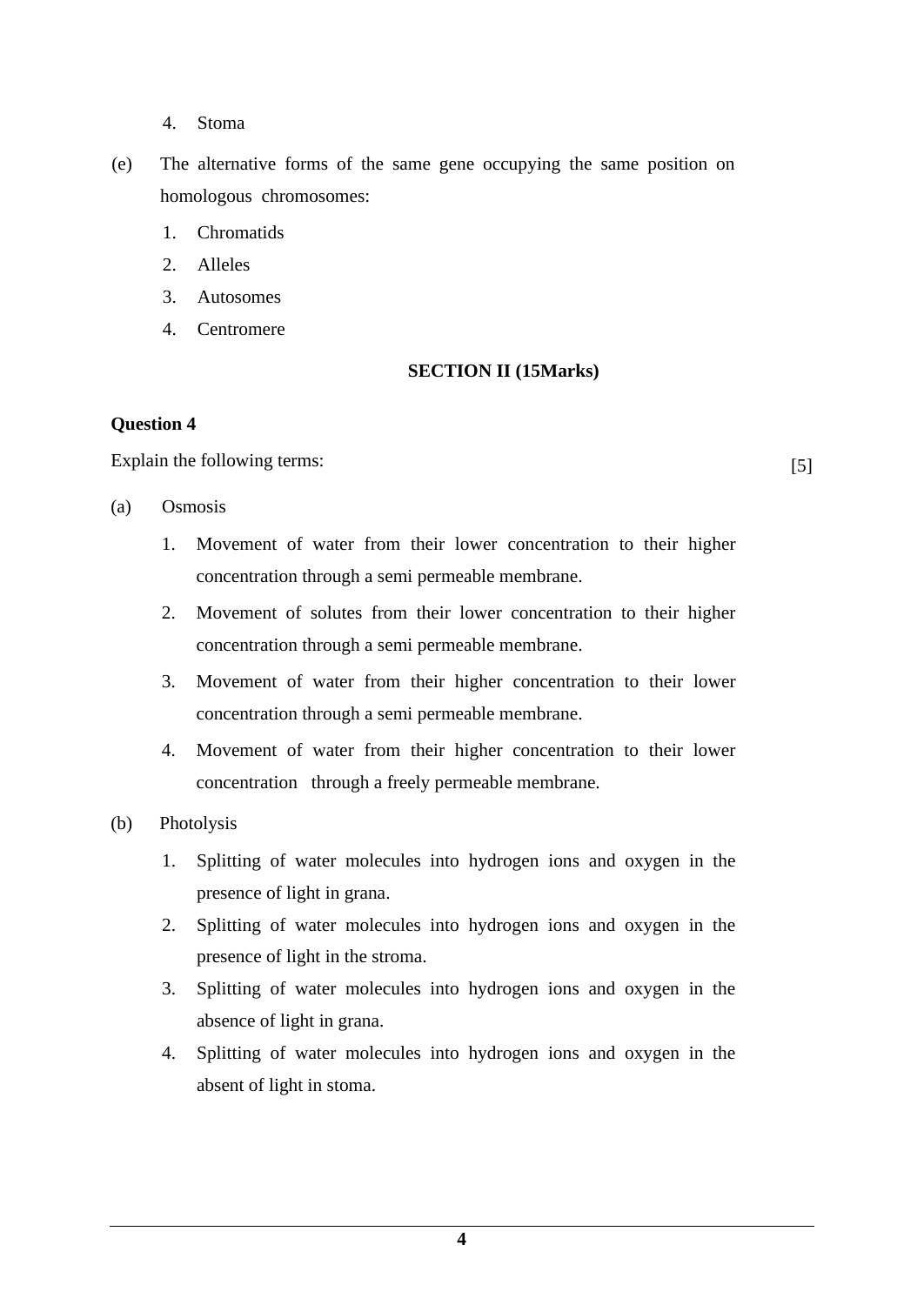4. Stoma

(e) The alternative forms of the same gene occupying the same position on homologous chromosomes:

1. Chromatids
2. Alleles
3. Autosomes
4. Centromere

## SECTION II (15Marks)

**Question 4**

Explain the following terms: [5]

(a) Osmosis

1. Movement of water from their lower concentration to their higher concentration through a semi permeable membrane.
2. Movement of solutes from their lower concentration to their higher concentration through a semi permeable membrane.
3. Movement of water from their higher concentration to their lower concentration through a semi permeable membrane.
4. Movement of water from their higher concentration to their lower concentration through a freely permeable membrane.

(b) Photolysis

1. Splitting of water molecules into hydrogen ions and oxygen in the presence of light in grana.
2. Splitting of water molecules into hydrogen ions and oxygen in the presence of light in the stroma.
3. Splitting of water molecules into hydrogen ions and oxygen in the absence of light in grana.
4. Splitting of water molecules into hydrogen ions and oxygen in the absent of light in stoma.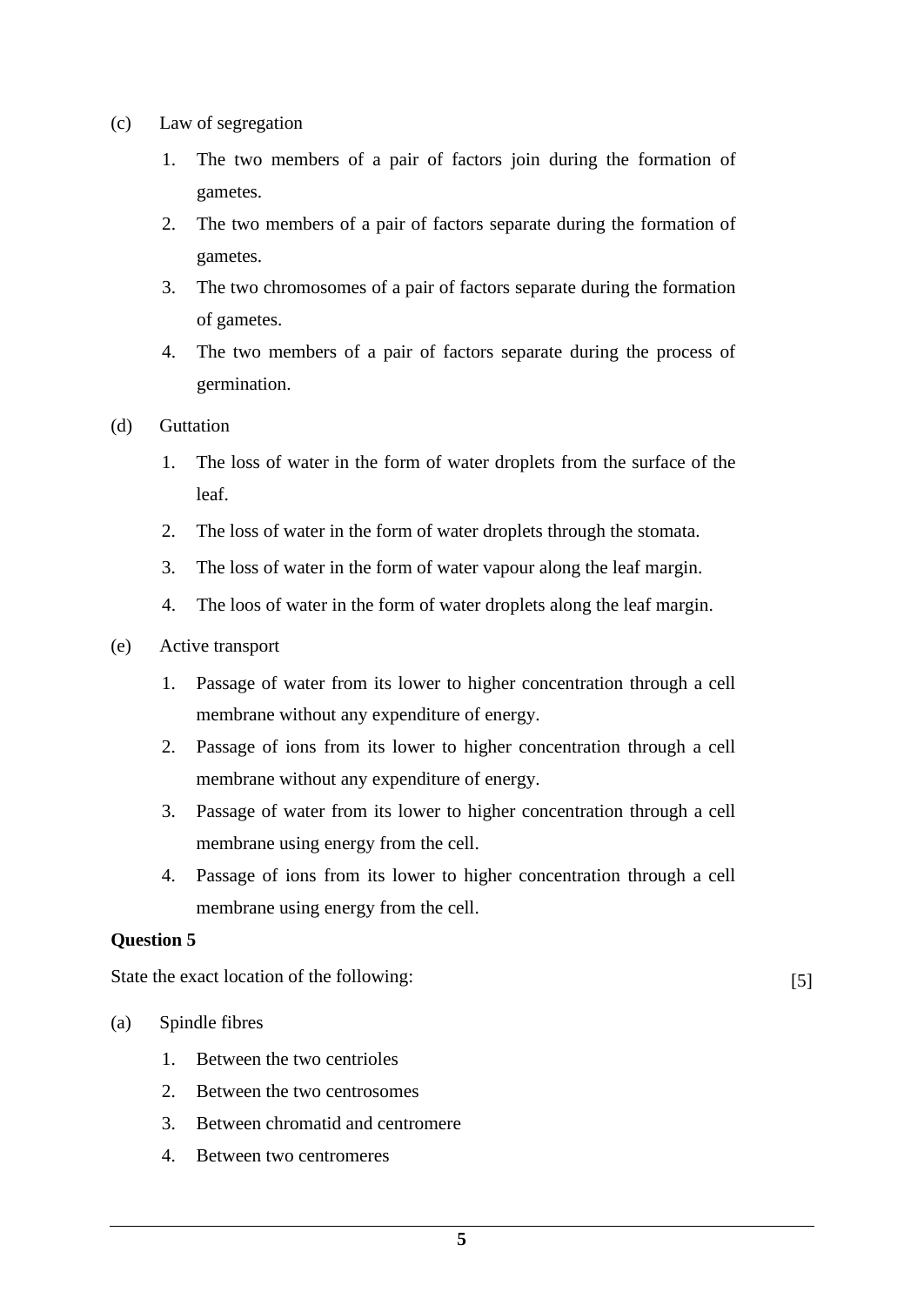(c) Law of segregation

1. The two members of a pair of factors join during the formation of gametes.
2. The two members of a pair of factors separate during the formation of gametes.
3. The two chromosomes of a pair of factors separate during the formation of gametes.
4. The two members of a pair of factors separate during the process of germination.

(d) Guttation

1. The loss of water in the form of water droplets from the surface of the leaf.
2. The loss of water in the form of water droplets through the stomata.
3. The loss of water in the form of water vapour along the leaf margin.
4. The loos of water in the form of water droplets along the leaf margin.

(e) Active transport

1. Passage of water from its lower to higher concentration through a cell membrane without any expenditure of energy.
2. Passage of ions from its lower to higher concentration through a cell membrane without any expenditure of energy.
3. Passage of water from its lower to higher concentration through a cell membrane using energy from the cell.
4. Passage of ions from its lower to higher concentration through a cell membrane using energy from the cell.

**Question 5**

State the exact location of the following: [5]

(a) Spindle fibres

1. Between the two centrioles
2. Between the two centrosomes
3. Between chromatid and centromere
4. Between two centromeres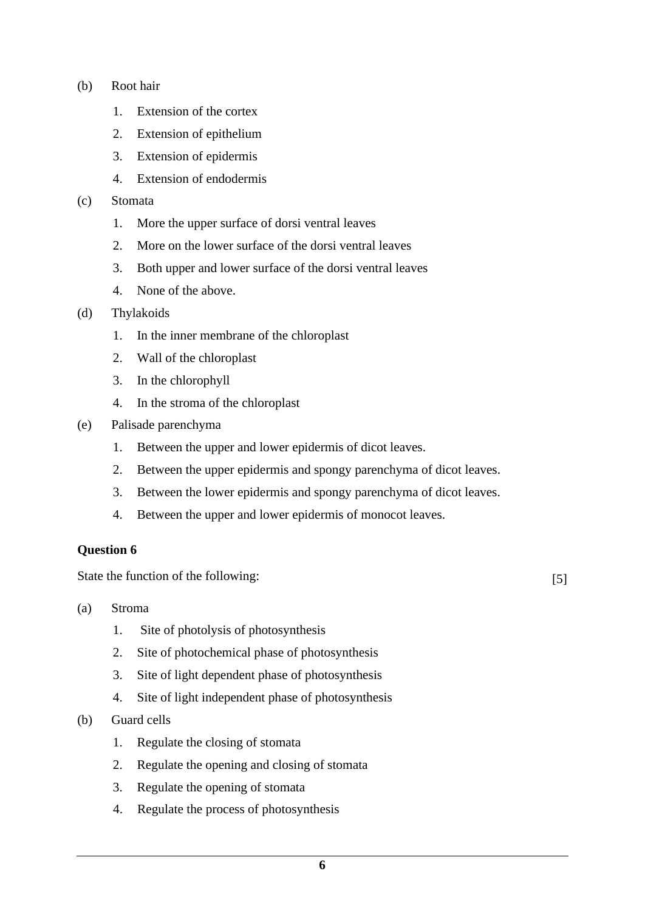(b) Root hair

1. Extension of the cortex
2. Extension of epithelium
3. Extension of epidermis
4. Extension of endodermis

(c) Stomata

1. More the upper surface of dorsi ventral leaves
2. More on the lower surface of the dorsi ventral leaves
3. Both upper and lower surface of the dorsi ventral leaves
4. None of the above.

(d) Thylakoids

1. In the inner membrane of the chloroplast
2. Wall of the chloroplast
3. In the chlorophyll
4. In the stroma of the chloroplast

(e) Palisade parenchyma

1. Between the upper and lower epidermis of dicot leaves.
2. Between the upper epidermis and spongy parenchyma of dicot leaves.
3. Between the lower epidermis and spongy parenchyma of dicot leaves.
4. Between the upper and lower epidermis of monocot leaves.

**Question 6**

State the function of the following: [5]

(a) Stroma

1. Site of photolysis of photosynthesis
2. Site of photochemical phase of photosynthesis
3. Site of light dependent phase of photosynthesis
4. Site of light independent phase of photosynthesis

(b) Guard cells

1. Regulate the closing of stomata
2. Regulate the opening and closing of stomata
3. Regulate the opening of stomata
4. Regulate the process of photosynthesis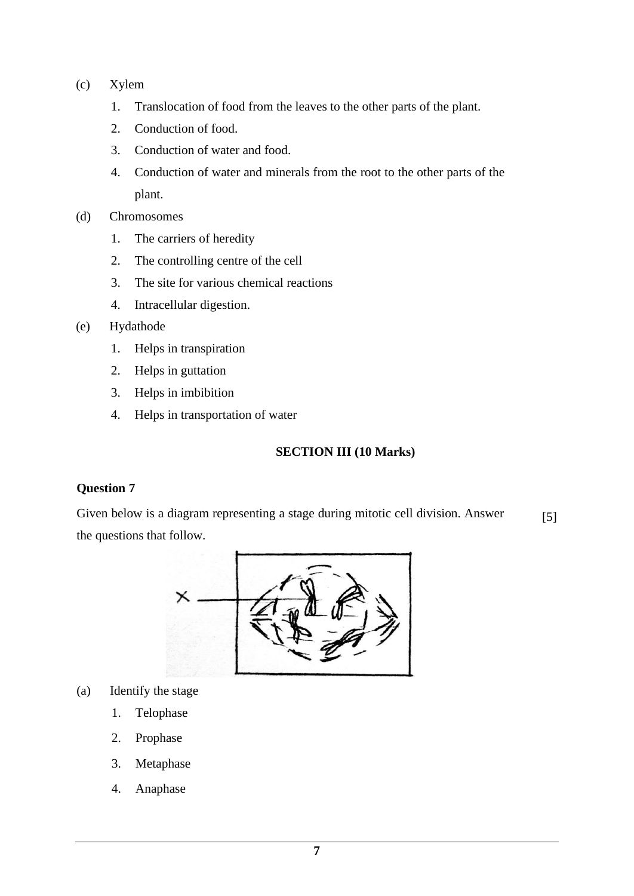(c) Xylem

1. Translocation of food from the leaves to the other parts of the plant.
2. Conduction of food.
3. Conduction of water and food.
4. Conduction of water and minerals from the root to the other parts of the plant.

(d) Chromosomes

1. The carriers of heredity
2. The controlling centre of the cell
3. The site for various chemical reactions
4. Intracellular digestion.

(e) Hydathode

1. Helps in transpiration
2. Helps in guttation
3. Helps in imbibition
4. Helps in transportation of water

**SECTION III (10 Marks)**

**Question 7**

Given below is a diagram representing a stage during mitotic cell division. Answer the questions that follow. [5]

(a) Identify the stage

1. Telophase
2. Prophase
3. Metaphase
4. Anaphase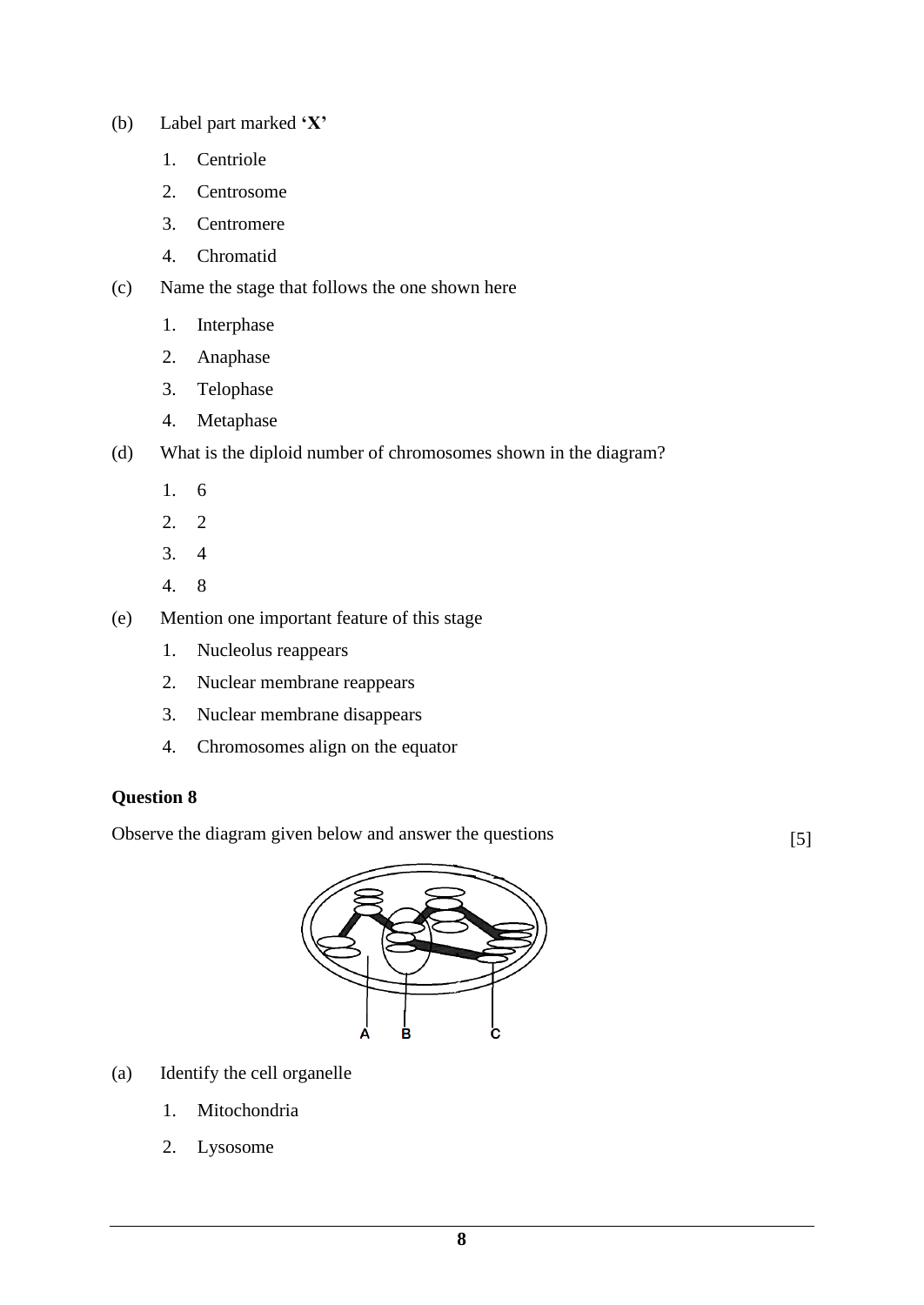(b) Label part marked **'X'**

1. Centriole
2. Centrosome
3. Centromere
4. Chromatid

(c) Name the stage that follows the one shown here

1. Interphase
2. Anaphase
3. Telophase
4. Metaphase

(d) What is the diploid number of chromosomes shown in the diagram?

1. 6
2. 2
3. 4
4. 8

(e) Mention one important feature of this stage

1. Nucleolus reappears
2. Nuclear membrane reappears
3. Nuclear membrane disappears
4. Chromosomes align on the equator

**Question 8**

Observe the diagram given below and answer the questions [5]

(a) Identify the cell organelle

1. Mitochondria
2. Lysosome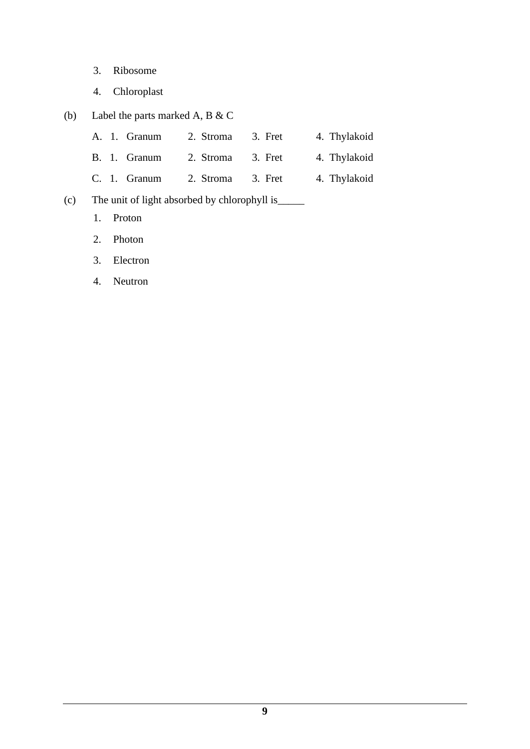3. Ribosome
4. Chloroplast

(b) Label the parts marked A, B & C

A. 1. Granum 2. Stroma 3. Fret 4. Thylakoid

B. 1. Granum 2. Stroma 3. Fret 4. Thylakoid

C. 1. Granum 2. Stroma 3. Fret 4. Thylakoid

(c) The unit of light absorbed by chlorophyll is_____

1. Proton
2. Photon
3. Electron
4. Neutron